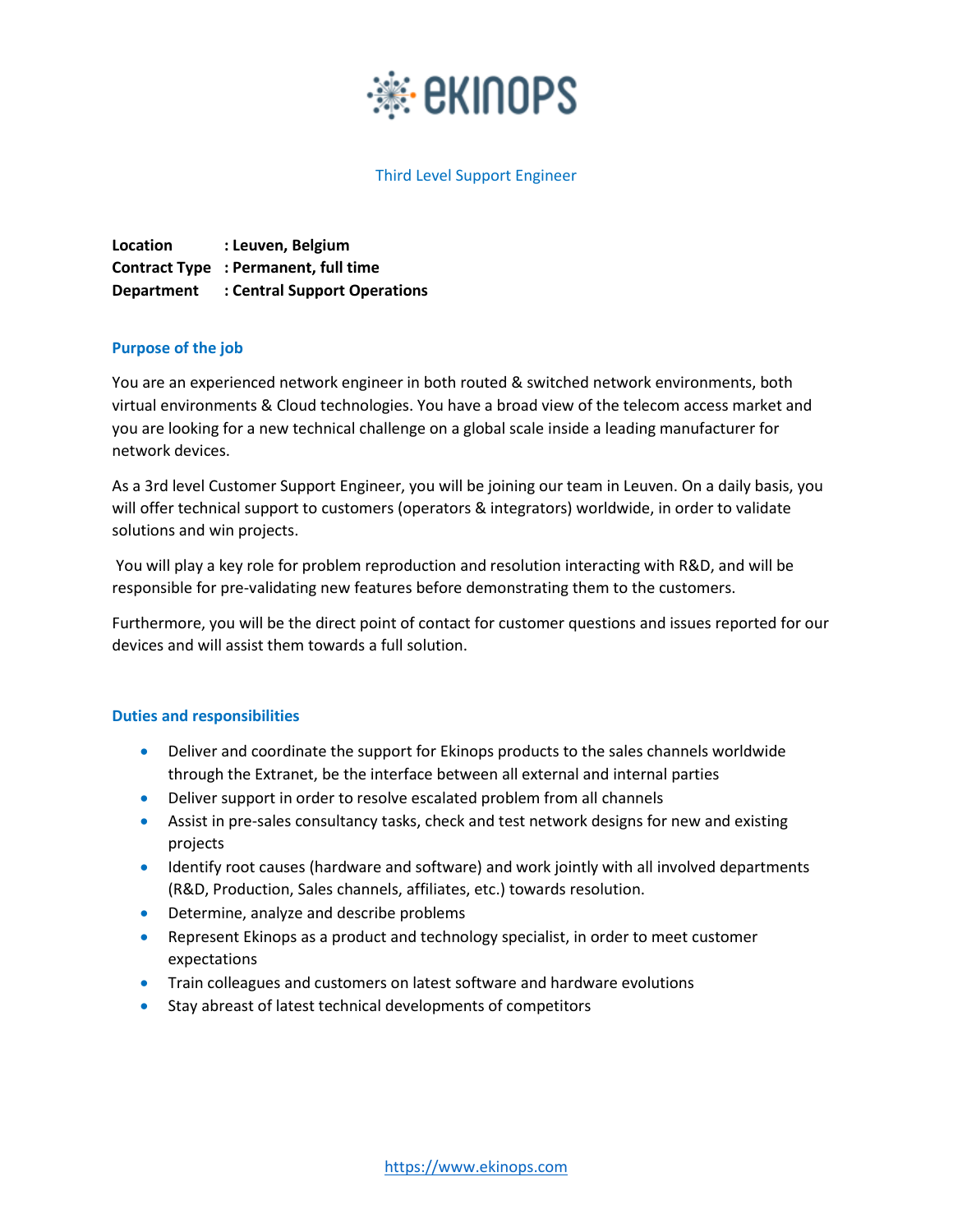# Third Level Support Engineer

**Location : Leuven, Belgium**
**Contract Type : Permanent, full time**
**Department : Central Support Operations**

## Purpose of the job

You are an experienced network engineer in both routed & switched network environments, both virtual environments & Cloud technologies. You have a broad view of the telecom access market and you are looking for a new technical challenge on a global scale inside a leading manufacturer for network devices.

As a 3rd level Customer Support Engineer, you will be joining our team in Leuven. On a daily basis, you will offer technical support to customers (operators & integrators) worldwide, in order to validate solutions and win projects.

You will play a key role for problem reproduction and resolution interacting with R&D, and will be responsible for pre-validating new features before demonstrating them to the customers.

Furthermore, you will be the direct point of contact for customer questions and issues reported for our devices and will assist them towards a full solution.

## Duties and responsibilities

- Deliver and coordinate the support for Ekinops products to the sales channels worldwide through the Extranet, be the interface between all external and internal parties
- Deliver support in order to resolve escalated problem from all channels
- Assist in pre-sales consultancy tasks, check and test network designs for new and existing projects
- Identify root causes (hardware and software) and work jointly with all involved departments (R&D, Production, Sales channels, affiliates, etc.) towards resolution.
- Determine, analyze and describe problems
- Represent Ekinops as a product and technology specialist, in order to meet customer expectations
- Train colleagues and customers on latest software and hardware evolutions
- Stay abreast of latest technical developments of competitors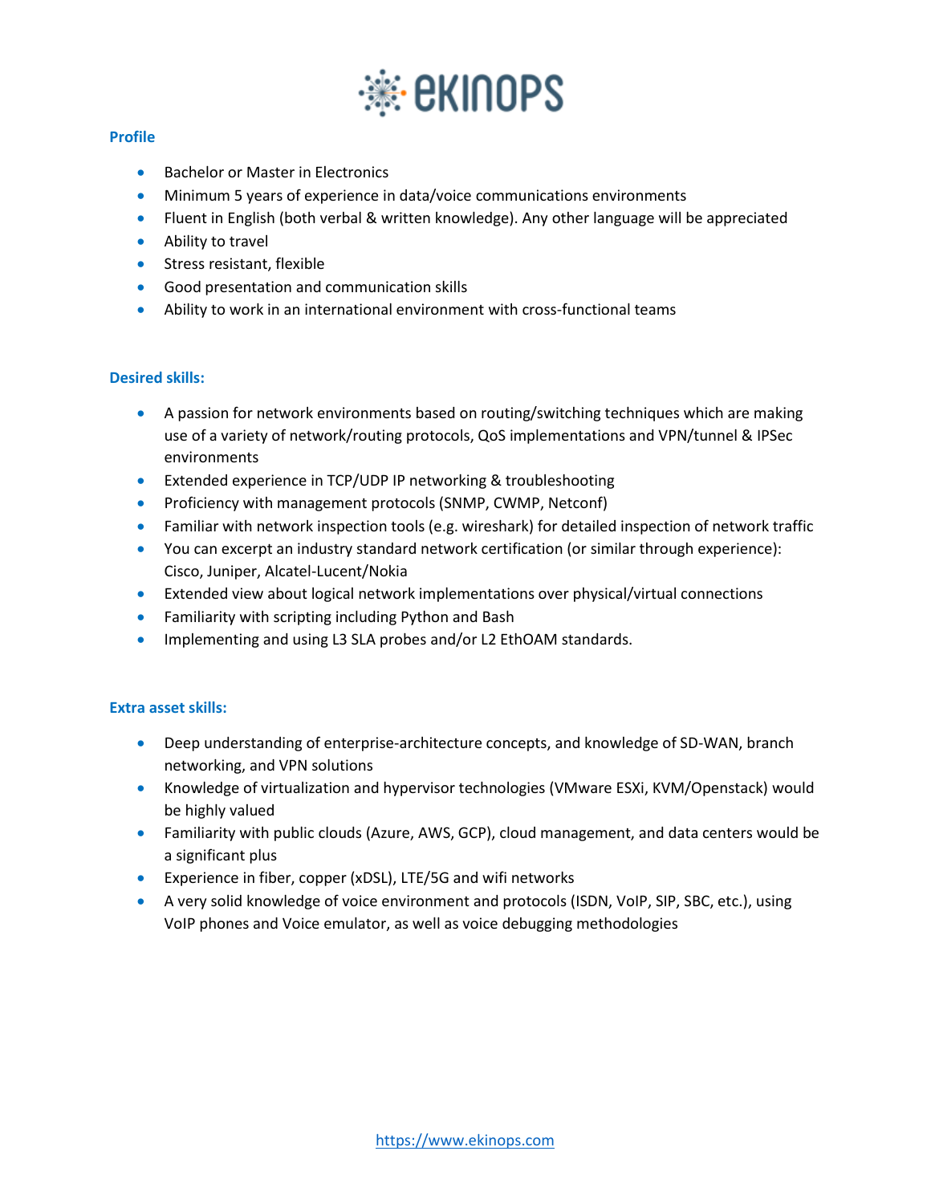## Profile

- Bachelor or Master in Electronics
- Minimum 5 years of experience in data/voice communications environments
- Fluent in English (both verbal & written knowledge). Any other language will be appreciated
- Ability to travel
- Stress resistant, flexible
- Good presentation and communication skills
- Ability to work in an international environment with cross-functional teams

## Desired skills:

- A passion for network environments based on routing/switching techniques which are making use of a variety of network/routing protocols, QoS implementations and VPN/tunnel & IPSec environments
- Extended experience in TCP/UDP IP networking & troubleshooting
- Proficiency with management protocols (SNMP, CWMP, Netconf)
- Familiar with network inspection tools (e.g. wireshark) for detailed inspection of network traffic
- You can excerpt an industry standard network certification (or similar through experience): Cisco, Juniper, Alcatel-Lucent/Nokia
- Extended view about logical network implementations over physical/virtual connections
- Familiarity with scripting including Python and Bash
- Implementing and using L3 SLA probes and/or L2 EthOAM standards.

## Extra asset skills:

- Deep understanding of enterprise-architecture concepts, and knowledge of SD-WAN, branch networking, and VPN solutions
- Knowledge of virtualization and hypervisor technologies (VMware ESXi, KVM/Openstack) would be highly valued
- Familiarity with public clouds (Azure, AWS, GCP), cloud management, and data centers would be a significant plus
- Experience in fiber, copper (xDSL), LTE/5G and wifi networks
- A very solid knowledge of voice environment and protocols (ISDN, VoIP, SIP, SBC, etc.), using VoIP phones and Voice emulator, as well as voice debugging methodologies

https://www.ekinops.com